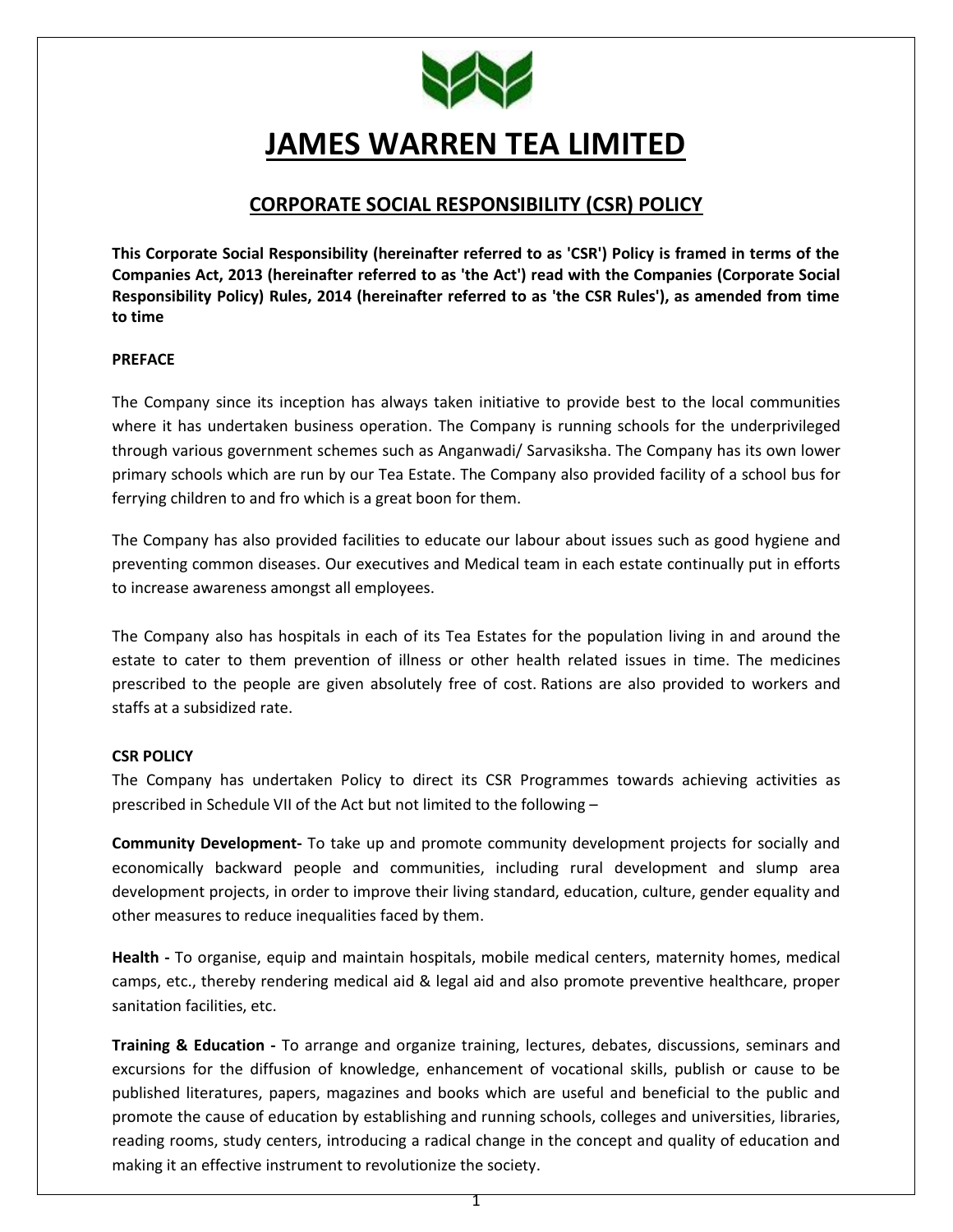# JAMES WARREN TEA LIMITED

## CORPORATE SOCIAL RESPONSIBILITY (CSR) POLICY

**This Corporate Social Responsibility (hereinafter referred to as 'CSR') Policy is framed in terms of the Companies Act, 2013 (hereinafter referred to as 'the Act') read with the Companies (Corporate Social Responsibility Policy) Rules, 2014 (hereinafter referred to as 'the CSR Rules'), as amended from time to time**

### PREFACE

The Company since its inception has always taken initiative to provide best to the local communities where it has undertaken business operation. The Company is running schools for the underprivileged through various government schemes such as Anganwadi/ Sarvasiksha. The Company has its own lower primary schools which are run by our Tea Estate. The Company also provided facility of a school bus for ferrying children to and fro which is a great boon for them.

The Company has also provided facilities to educate our labour about issues such as good hygiene and preventing common diseases. Our executives and Medical team in each estate continually put in efforts to increase awareness amongst all employees.

The Company also has hospitals in each of its Tea Estates for the population living in and around the estate to cater to them prevention of illness or other health related issues in time. The medicines prescribed to the people are given absolutely free of cost. Rations are also provided to workers and staffs at a subsidized rate.

### CSR POLICY

The Company has undertaken Policy to direct its CSR Programmes towards achieving activities as prescribed in Schedule VII of the Act but not limited to the following –

**Community Development-** To take up and promote community development projects for socially and economically backward people and communities, including rural development and slump area development projects, in order to improve their living standard, education, culture, gender equality and other measures to reduce inequalities faced by them.

**Health -** To organise, equip and maintain hospitals, mobile medical centers, maternity homes, medical camps, etc., thereby rendering medical aid & legal aid and also promote preventive healthcare, proper sanitation facilities, etc.

**Training & Education -** To arrange and organize training, lectures, debates, discussions, seminars and excursions for the diffusion of knowledge, enhancement of vocational skills, publish or cause to be published literatures, papers, magazines and books which are useful and beneficial to the public and promote the cause of education by establishing and running schools, colleges and universities, libraries, reading rooms, study centers, introducing a radical change in the concept and quality of education and making it an effective instrument to revolutionize the society.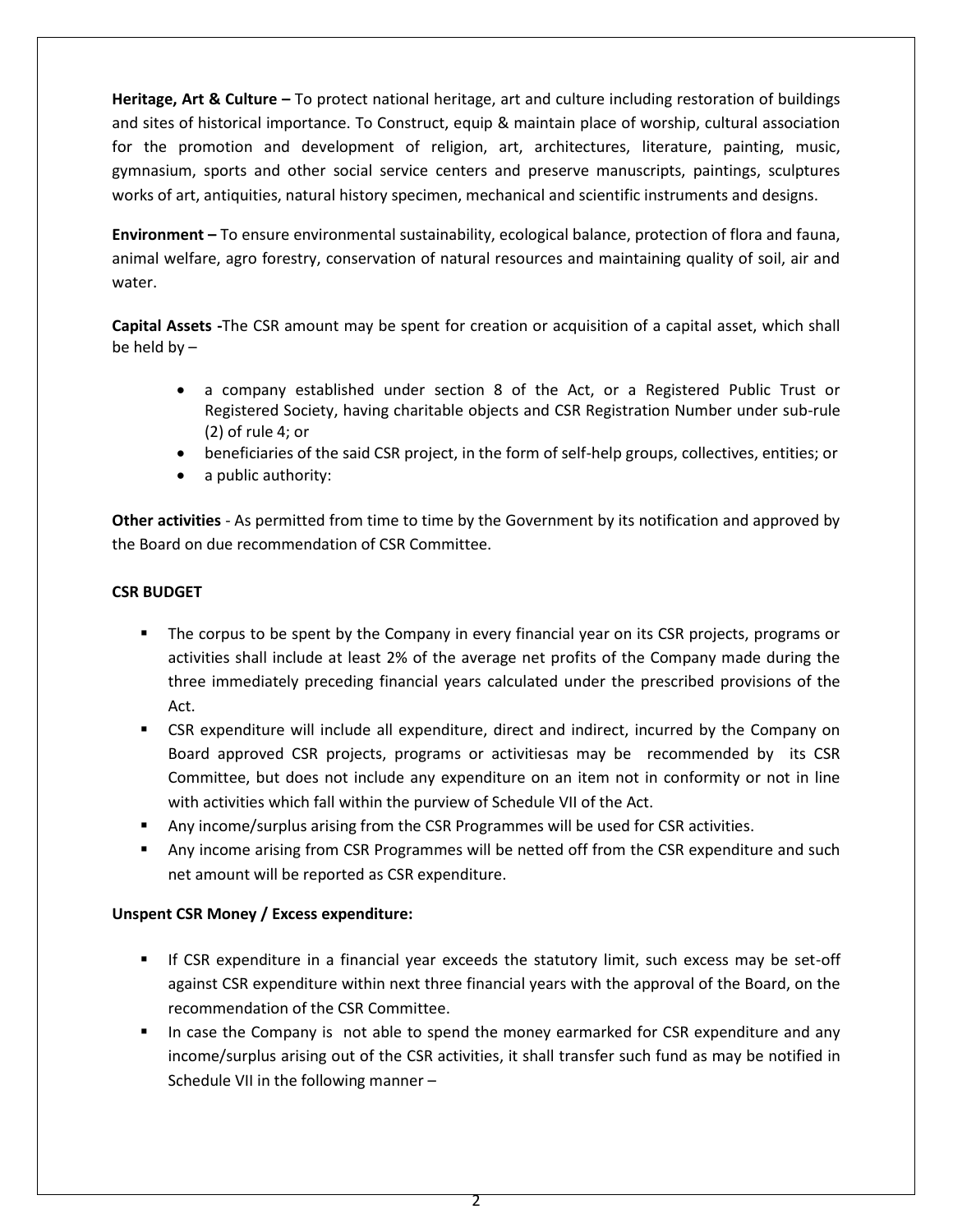**Heritage, Art & Culture –** To protect national heritage, art and culture including restoration of buildings and sites of historical importance. To Construct, equip & maintain place of worship, cultural association for the promotion and development of religion, art, architectures, literature, painting, music, gymnasium, sports and other social service centers and preserve manuscripts, paintings, sculptures works of art, antiquities, natural history specimen, mechanical and scientific instruments and designs.

**Environment –** To ensure environmental sustainability, ecological balance, protection of flora and fauna, animal welfare, agro forestry, conservation of natural resources and maintaining quality of soil, air and water.

**Capital Assets -**The CSR amount may be spent for creation or acquisition of a capital asset, which shall be held by –

- a company established under section 8 of the Act, or a Registered Public Trust or Registered Society, having charitable objects and CSR Registration Number under sub-rule (2) of rule 4; or
- beneficiaries of the said CSR project, in the form of self-help groups, collectives, entities; or
- a public authority:

**Other activities** - As permitted from time to time by the Government by its notification and approved by the Board on due recommendation of CSR Committee.

**CSR BUDGET**

- The corpus to be spent by the Company in every financial year on its CSR projects, programs or activities shall include at least 2% of the average net profits of the Company made during the three immediately preceding financial years calculated under the prescribed provisions of the Act.
- CSR expenditure will include all expenditure, direct and indirect, incurred by the Company on Board approved CSR projects, programs or activitiesas may be recommended by its CSR Committee, but does not include any expenditure on an item not in conformity or not in line with activities which fall within the purview of Schedule VII of the Act.
- Any income/surplus arising from the CSR Programmes will be used for CSR activities.
- Any income arising from CSR Programmes will be netted off from the CSR expenditure and such net amount will be reported as CSR expenditure.

**Unspent CSR Money / Excess expenditure:**

- If CSR expenditure in a financial year exceeds the statutory limit, such excess may be set-off against CSR expenditure within next three financial years with the approval of the Board, on the recommendation of the CSR Committee.
- In case the Company is not able to spend the money earmarked for CSR expenditure and any income/surplus arising out of the CSR activities, it shall transfer such fund as may be notified in Schedule VII in the following manner –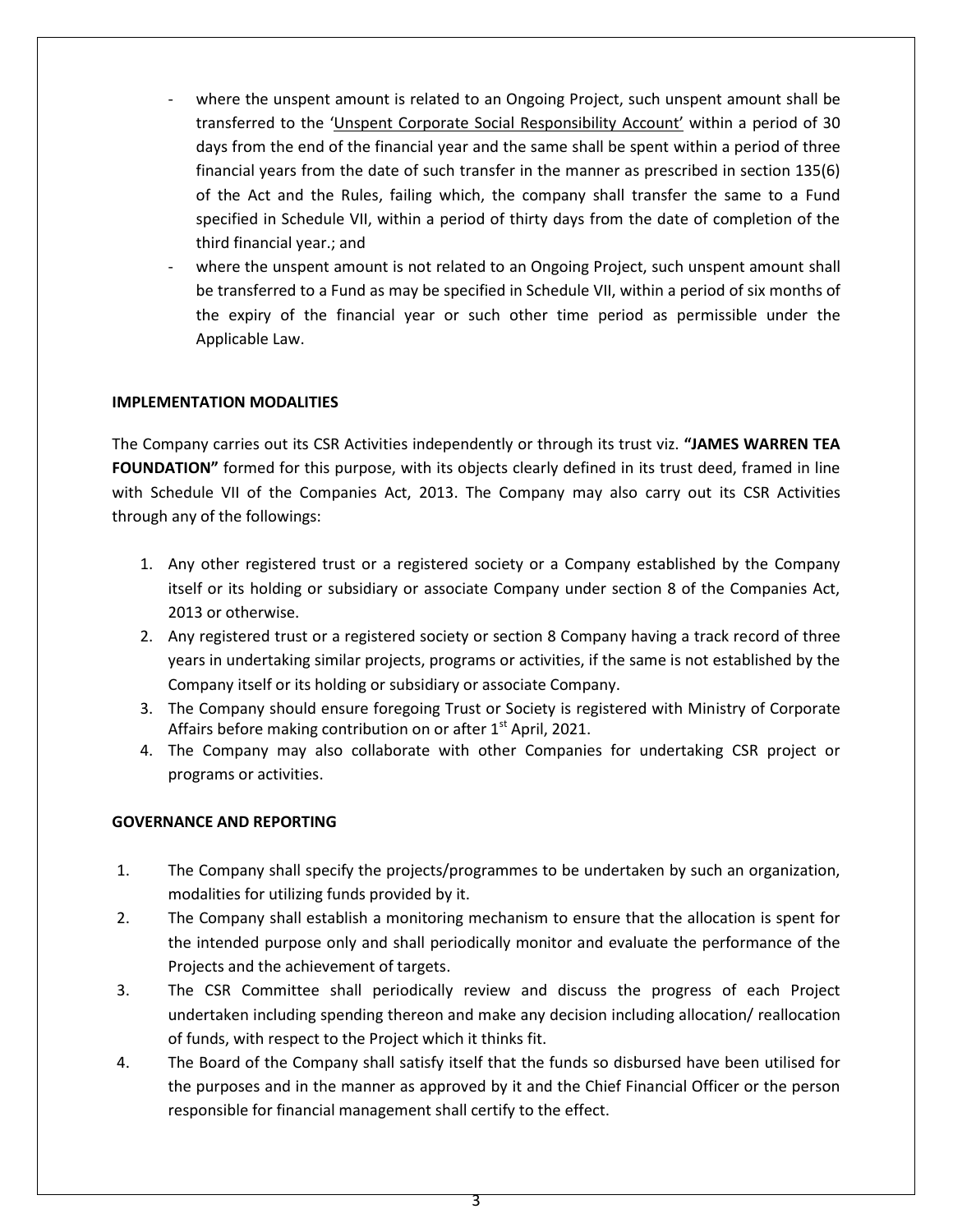- where the unspent amount is related to an Ongoing Project, such unspent amount shall be transferred to the 'Unspent Corporate Social Responsibility Account' within a period of 30 days from the end of the financial year and the same shall be spent within a period of three financial years from the date of such transfer in the manner as prescribed in section 135(6) of the Act and the Rules, failing which, the company shall transfer the same to a Fund specified in Schedule VII, within a period of thirty days from the date of completion of the third financial year.; and
- where the unspent amount is not related to an Ongoing Project, such unspent amount shall be transferred to a Fund as may be specified in Schedule VII, within a period of six months of the expiry of the financial year or such other time period as permissible under the Applicable Law.

**IMPLEMENTATION MODALITIES**

The Company carries out its CSR Activities independently or through its trust viz. **"JAMES WARREN TEA FOUNDATION"** formed for this purpose, with its objects clearly defined in its trust deed, framed in line with Schedule VII of the Companies Act, 2013. The Company may also carry out its CSR Activities through any of the followings:

1. Any other registered trust or a registered society or a Company established by the Company itself or its holding or subsidiary or associate Company under section 8 of the Companies Act, 2013 or otherwise.
2. Any registered trust or a registered society or section 8 Company having a track record of three years in undertaking similar projects, programs or activities, if the same is not established by the Company itself or its holding or subsidiary or associate Company.
3. The Company should ensure foregoing Trust or Society is registered with Ministry of Corporate Affairs before making contribution on or after 1st April, 2021.
4. The Company may also collaborate with other Companies for undertaking CSR project or programs or activities.

**GOVERNANCE AND REPORTING**

1. The Company shall specify the projects/programmes to be undertaken by such an organization, modalities for utilizing funds provided by it.
2. The Company shall establish a monitoring mechanism to ensure that the allocation is spent for the intended purpose only and shall periodically monitor and evaluate the performance of the Projects and the achievement of targets.
3. The CSR Committee shall periodically review and discuss the progress of each Project undertaken including spending thereon and make any decision including allocation/ reallocation of funds, with respect to the Project which it thinks fit.
4. The Board of the Company shall satisfy itself that the funds so disbursed have been utilised for the purposes and in the manner as approved by it and the Chief Financial Officer or the person responsible for financial management shall certify to the effect.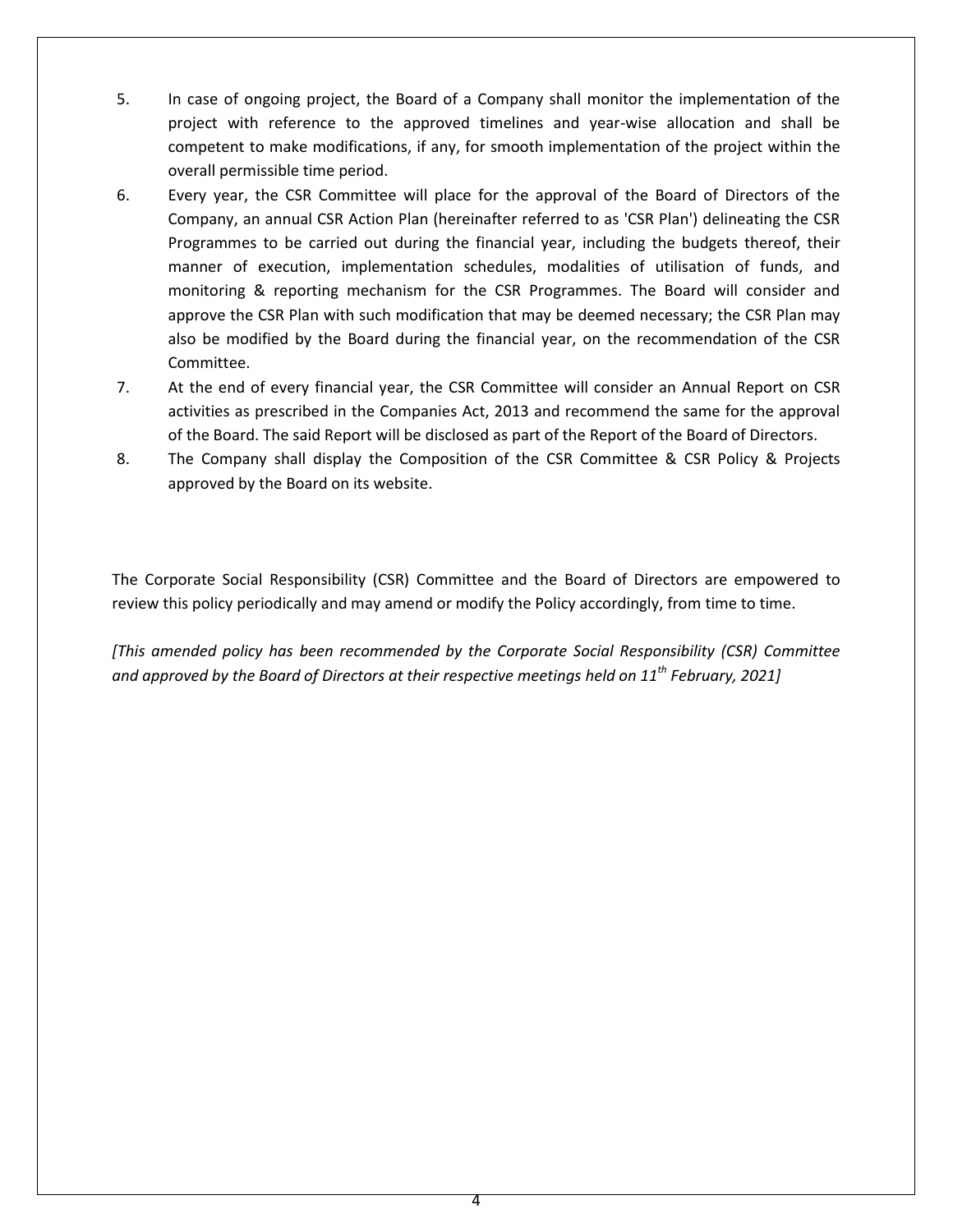5. In case of ongoing project, the Board of a Company shall monitor the implementation of the project with reference to the approved timelines and year-wise allocation and shall be competent to make modifications, if any, for smooth implementation of the project within the overall permissible time period.
6. Every year, the CSR Committee will place for the approval of the Board of Directors of the Company, an annual CSR Action Plan (hereinafter referred to as 'CSR Plan') delineating the CSR Programmes to be carried out during the financial year, including the budgets thereof, their manner of execution, implementation schedules, modalities of utilisation of funds, and monitoring & reporting mechanism for the CSR Programmes. The Board will consider and approve the CSR Plan with such modification that may be deemed necessary; the CSR Plan may also be modified by the Board during the financial year, on the recommendation of the CSR Committee.
7. At the end of every financial year, the CSR Committee will consider an Annual Report on CSR activities as prescribed in the Companies Act, 2013 and recommend the same for the approval of the Board. The said Report will be disclosed as part of the Report of the Board of Directors.
8. The Company shall display the Composition of the CSR Committee & CSR Policy & Projects approved by the Board on its website.

The Corporate Social Responsibility (CSR) Committee and the Board of Directors are empowered to review this policy periodically and may amend or modify the Policy accordingly, from time to time.

*[This amended policy has been recommended by the Corporate Social Responsibility (CSR) Committee and approved by the Board of Directors at their respective meetings held on 11th February, 2021]*